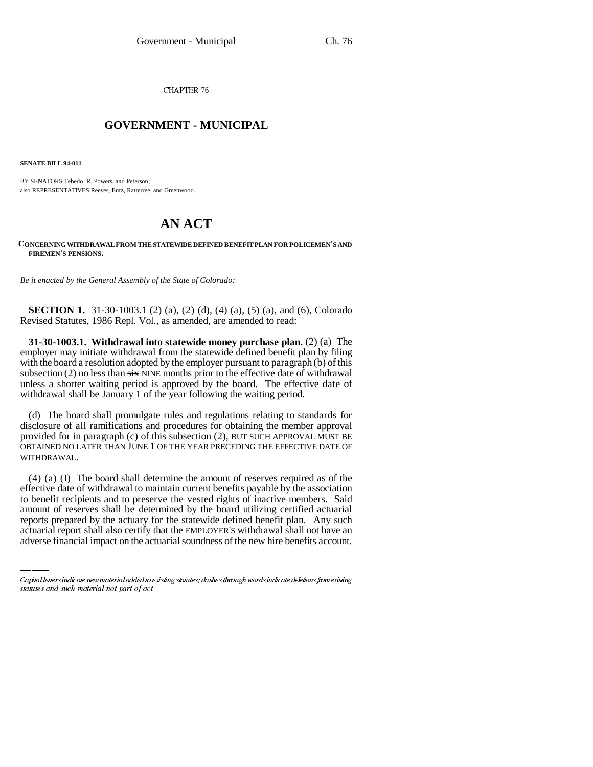CHAPTER 76

# GOVERNMENT - MUNICIPAL

**SENATE BILL 94-011**

BY SENATORS Tebedo, R. Powers, and Peterson;
also REPRESENTATIVES Reeves, Entz, Ratterree, and Greenwood.

# AN ACT

**CONCERNING WITHDRAWAL FROM THE STATEWIDE DEFINED BENEFIT PLAN FOR POLICEMEN'S AND FIREMEN'S PENSIONS.**

*Be it enacted by the General Assembly of the State of Colorado:*

**SECTION 1.** 31-30-1003.1 (2) (a), (2) (d), (4) (a), (5) (a), and (6), Colorado Revised Statutes, 1986 Repl. Vol., as amended, are amended to read:

**31-30-1003.1. Withdrawal into statewide money purchase plan.** (2) (a) The employer may initiate withdrawal from the statewide defined benefit plan by filing with the board a resolution adopted by the employer pursuant to paragraph (b) of this subsection (2) no less than ~~six~~ NINE months prior to the effective date of withdrawal unless a shorter waiting period is approved by the board. The effective date of withdrawal shall be January 1 of the year following the waiting period.

(d) The board shall promulgate rules and regulations relating to standards for disclosure of all ramifications and procedures for obtaining the member approval provided for in paragraph (c) of this subsection (2), BUT SUCH APPROVAL MUST BE OBTAINED NO LATER THAN JUNE 1 OF THE YEAR PRECEDING THE EFFECTIVE DATE OF WITHDRAWAL.

(4) (a) (I) The board shall determine the amount of reserves required as of the effective date of withdrawal to maintain current benefits payable by the association to benefit recipients and to preserve the vested rights of inactive members. Said amount of reserves shall be determined by the board utilizing certified actuarial reports prepared by the actuary for the statewide defined benefit plan. Any such actuarial report shall also certify that the EMPLOYER'S withdrawal shall not have an adverse financial impact on the actuarial soundness of the new hire benefits account.

*Capital letters indicate new material added to existing statutes; dashes through words indicate deletions from existing statutes and such material not part of act.*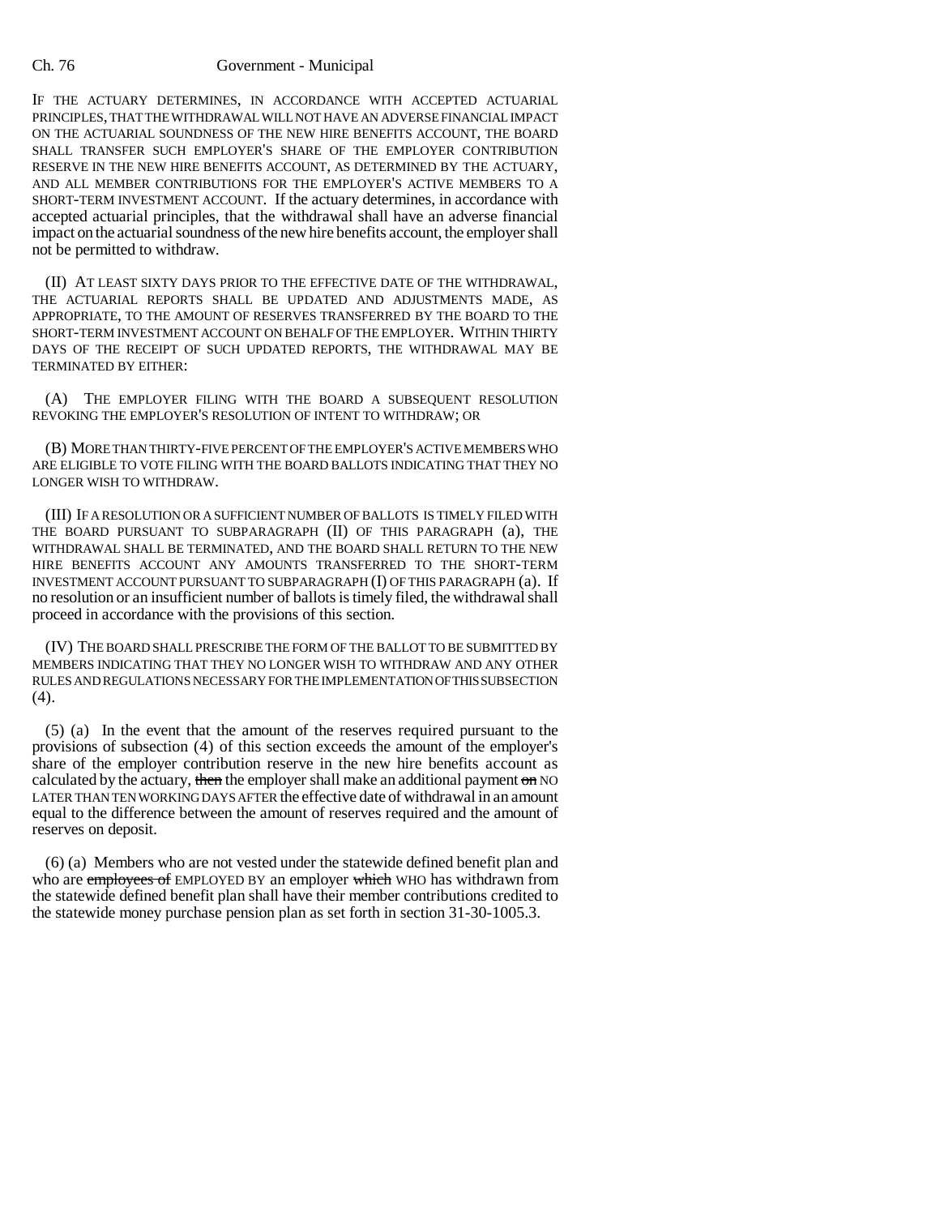IF THE ACTUARY DETERMINES, IN ACCORDANCE WITH ACCEPTED ACTUARIAL PRINCIPLES, THAT THE WITHDRAWAL WILL NOT HAVE AN ADVERSE FINANCIAL IMPACT ON THE ACTUARIAL SOUNDNESS OF THE NEW HIRE BENEFITS ACCOUNT, THE BOARD SHALL TRANSFER SUCH EMPLOYER'S SHARE OF THE EMPLOYER CONTRIBUTION RESERVE IN THE NEW HIRE BENEFITS ACCOUNT, AS DETERMINED BY THE ACTUARY, AND ALL MEMBER CONTRIBUTIONS FOR THE EMPLOYER'S ACTIVE MEMBERS TO A SHORT-TERM INVESTMENT ACCOUNT. If the actuary determines, in accordance with accepted actuarial principles, that the withdrawal shall have an adverse financial impact on the actuarial soundness of the new hire benefits account, the employer shall not be permitted to withdraw.

(II) AT LEAST SIXTY DAYS PRIOR TO THE EFFECTIVE DATE OF THE WITHDRAWAL, THE ACTUARIAL REPORTS SHALL BE UPDATED AND ADJUSTMENTS MADE, AS APPROPRIATE, TO THE AMOUNT OF RESERVES TRANSFERRED BY THE BOARD TO THE SHORT-TERM INVESTMENT ACCOUNT ON BEHALF OF THE EMPLOYER. WITHIN THIRTY DAYS OF THE RECEIPT OF SUCH UPDATED REPORTS, THE WITHDRAWAL MAY BE TERMINATED BY EITHER:

(A) THE EMPLOYER FILING WITH THE BOARD A SUBSEQUENT RESOLUTION REVOKING THE EMPLOYER'S RESOLUTION OF INTENT TO WITHDRAW; OR

(B) MORE THAN THIRTY-FIVE PERCENT OF THE EMPLOYER'S ACTIVE MEMBERS WHO ARE ELIGIBLE TO VOTE FILING WITH THE BOARD BALLOTS INDICATING THAT THEY NO LONGER WISH TO WITHDRAW.

(III) IF A RESOLUTION OR A SUFFICIENT NUMBER OF BALLOTS IS TIMELY FILED WITH THE BOARD PURSUANT TO SUBPARAGRAPH (II) OF THIS PARAGRAPH (a), THE WITHDRAWAL SHALL BE TERMINATED, AND THE BOARD SHALL RETURN TO THE NEW HIRE BENEFITS ACCOUNT ANY AMOUNTS TRANSFERRED TO THE SHORT-TERM INVESTMENT ACCOUNT PURSUANT TO SUBPARAGRAPH (I) OF THIS PARAGRAPH (a). If no resolution or an insufficient number of ballots is timely filed, the withdrawal shall proceed in accordance with the provisions of this section.

(IV) THE BOARD SHALL PRESCRIBE THE FORM OF THE BALLOT TO BE SUBMITTED BY MEMBERS INDICATING THAT THEY NO LONGER WISH TO WITHDRAW AND ANY OTHER RULES AND REGULATIONS NECESSARY FOR THE IMPLEMENTATION OF THIS SUBSECTION (4).

(5) (a) In the event that the amount of the reserves required pursuant to the provisions of subsection (4) of this section exceeds the amount of the employer's share of the employer contribution reserve in the new hire benefits account as calculated by the actuary, ~~then~~ the employer shall make an additional payment ~~on~~ NO LATER THAN TEN WORKING DAYS AFTER the effective date of withdrawal in an amount equal to the difference between the amount of reserves required and the amount of reserves on deposit.

(6) (a) Members who are not vested under the statewide defined benefit plan and who are ~~employees of~~ EMPLOYED BY an employer ~~which~~ WHO has withdrawn from the statewide defined benefit plan shall have their member contributions credited to the statewide money purchase pension plan as set forth in section 31-30-1005.3.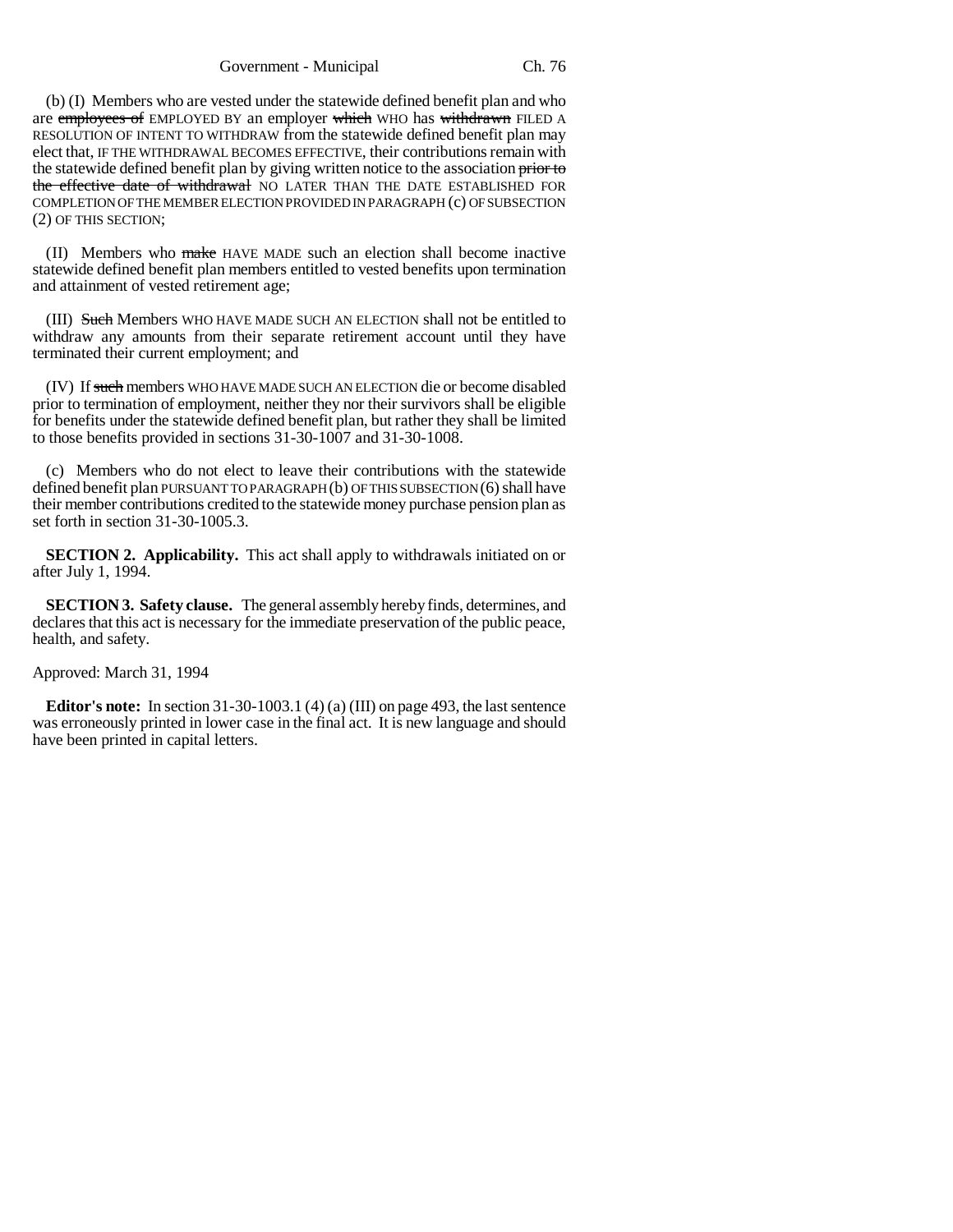(b) (I) Members who are vested under the statewide defined benefit plan and who are ~~employees of~~ EMPLOYED BY an employer ~~which~~ WHO has ~~withdrawn~~ FILED A RESOLUTION OF INTENT TO WITHDRAW from the statewide defined benefit plan may elect that, IF THE WITHDRAWAL BECOMES EFFECTIVE, their contributions remain with the statewide defined benefit plan by giving written notice to the association ~~prior to the effective date of withdrawal~~ NO LATER THAN THE DATE ESTABLISHED FOR COMPLETION OF THE MEMBER ELECTION PROVIDED IN PARAGRAPH (c) OF SUBSECTION (2) OF THIS SECTION;

(II) Members who ~~make~~ HAVE MADE such an election shall become inactive statewide defined benefit plan members entitled to vested benefits upon termination and attainment of vested retirement age;

(III) ~~Such~~ Members WHO HAVE MADE SUCH AN ELECTION shall not be entitled to withdraw any amounts from their separate retirement account until they have terminated their current employment; and

(IV) If ~~such~~ members WHO HAVE MADE SUCH AN ELECTION die or become disabled prior to termination of employment, neither they nor their survivors shall be eligible for benefits under the statewide defined benefit plan, but rather they shall be limited to those benefits provided in sections 31-30-1007 and 31-30-1008.

(c) Members who do not elect to leave their contributions with the statewide defined benefit plan PURSUANT TO PARAGRAPH (b) OF THIS SUBSECTION (6) shall have their member contributions credited to the statewide money purchase pension plan as set forth in section 31-30-1005.3.

**SECTION 2. Applicability.** This act shall apply to withdrawals initiated on or after July 1, 1994.

**SECTION 3. Safety clause.** The general assembly hereby finds, determines, and declares that this act is necessary for the immediate preservation of the public peace, health, and safety.

Approved: March 31, 1994

**Editor's note:** In section 31-30-1003.1 (4) (a) (III) on page 493, the last sentence was erroneously printed in lower case in the final act. It is new language and should have been printed in capital letters.